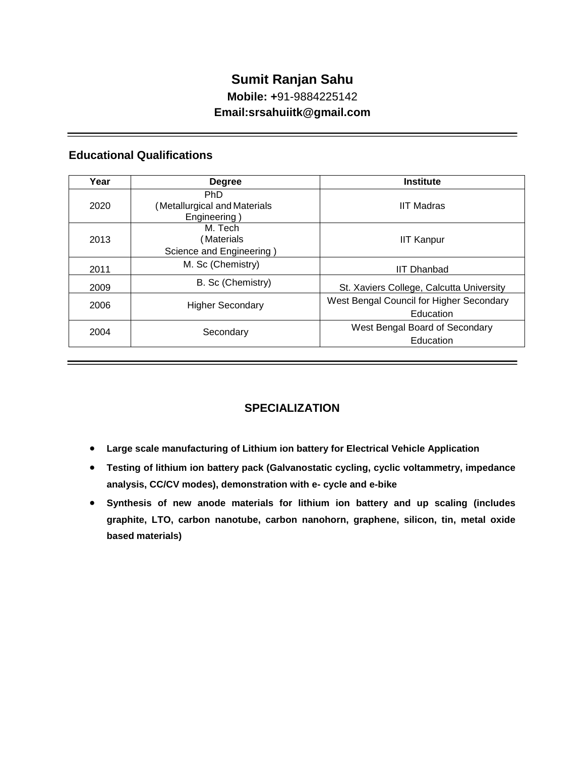# Sumit Ranjan Sahu

**Mobile: +**91-9884225142

**Email:srsahuiitk@gmail.com**

---

## Educational Qualifications

| Year | Degree | Institute |
|---|---|---|
| 2020 | PhD (Metallurgical and Materials Engineering) | IIT Madras |
| 2013 | M. Tech (Materials Science and Engineering) | IIT Kanpur |
| 2011 | M. Sc (Chemistry) | IIT Dhanbad |
| 2009 | B. Sc (Chemistry) | St. Xaviers College, Calcutta University |
| 2006 | Higher Secondary | West Bengal Council for Higher Secondary Education |
| 2004 | Secondary | West Bengal Board of Secondary Education |

---

## SPECIALIZATION

- **Large scale manufacturing of Lithium ion battery for Electrical Vehicle Application**
- **Testing of lithium ion battery pack (Galvanostatic cycling, cyclic voltammetry, impedance analysis, CC/CV modes), demonstration with e- cycle and e-bike**
- **Synthesis of new anode materials for lithium ion battery and up scaling (includes graphite, LTO, carbon nanotube, carbon nanohorn, graphene, silicon, tin, metal oxide based materials)**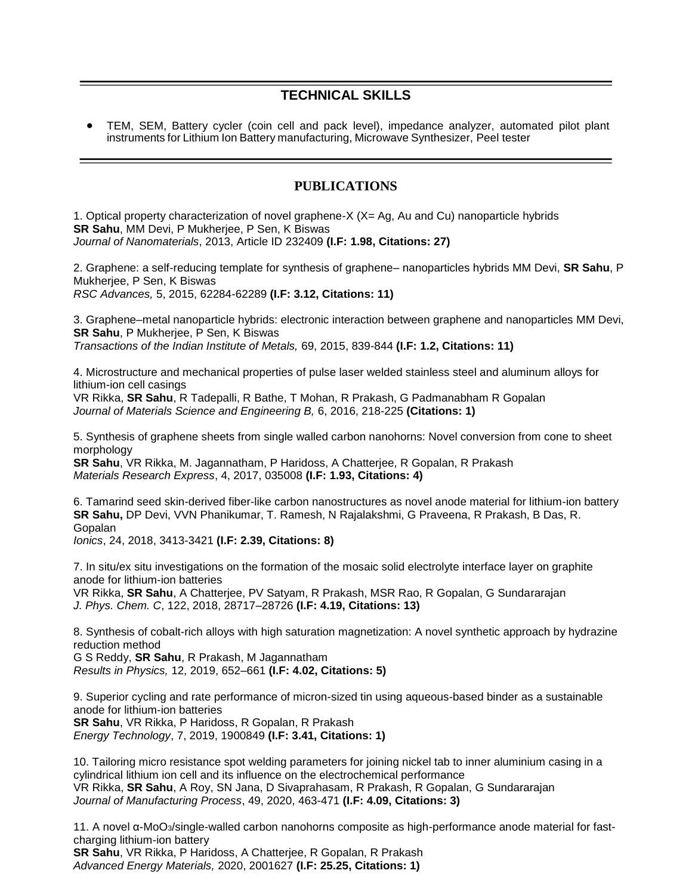## TECHNICAL SKILLS

- TEM, SEM, Battery cycler (coin cell and pack level), impedance analyzer, automated pilot plant instruments for Lithium Ion Battery manufacturing, Microwave Synthesizer, Peel tester

## PUBLICATIONS

1. Optical property characterization of novel graphene-X (X= Ag, Au and Cu) nanoparticle hybrids
**SR Sahu**, MM Devi, P Mukherjee, P Sen, K Biswas
*Journal of Nanomaterials*, 2013, Article ID 232409 **(I.F: 1.98, Citations: 27)**

2. Graphene: a self-reducing template for synthesis of graphene– nanoparticles hybrids MM Devi, **SR Sahu**, P Mukherjee, P Sen, K Biswas
*RSC Advances,* 5, 2015, 62284-62289 **(I.F: 3.12, Citations: 11)**

3. Graphene–metal nanoparticle hybrids: electronic interaction between graphene and nanoparticles MM Devi, **SR Sahu**, P Mukherjee, P Sen, K Biswas
*Transactions of the Indian Institute of Metals,* 69, 2015, 839-844 **(I.F: 1.2, Citations: 11)**

4. Microstructure and mechanical properties of pulse laser welded stainless steel and aluminum alloys for lithium-ion cell casings
VR Rikka, **SR Sahu**, R Tadepalli, R Bathe, T Mohan, R Prakash, G Padmanabham R Gopalan
*Journal of Materials Science and Engineering B,* 6, 2016, 218-225 **(Citations: 1)**

5. Synthesis of graphene sheets from single walled carbon nanohorns: Novel conversion from cone to sheet morphology
**SR Sahu**, VR Rikka, M. Jagannatham, P Haridoss, A Chatterjee, R Gopalan, R Prakash
*Materials Research Express*, 4, 2017, 035008 **(I.F: 1.93, Citations: 4)**

6. Tamarind seed skin-derived fiber-like carbon nanostructures as novel anode material for lithium-ion battery
**SR Sahu,** DP Devi, VVN Phanikumar, T. Ramesh, N Rajalakshmi, G Praveena, R Prakash, B Das, R. Gopalan
*Ionics*, 24, 2018, 3413-3421 **(I.F: 2.39, Citations: 8)**

7. In situ/ex situ investigations on the formation of the mosaic solid electrolyte interface layer on graphite anode for lithium-ion batteries
VR Rikka, **SR Sahu**, A Chatterjee, PV Satyam, R Prakash, MSR Rao, R Gopalan, G Sundararajan
*J. Phys. Chem. C*, 122, 2018, 28717–28726 **(I.F: 4.19, Citations: 13)**

8. Synthesis of cobalt-rich alloys with high saturation magnetization: A novel synthetic approach by hydrazine reduction method
G S Reddy, **SR Sahu**, R Prakash, M Jagannatham
*Results in Physics,* 12, 2019, 652–661 **(I.F: 4.02, Citations: 5)**

9. Superior cycling and rate performance of micron-sized tin using aqueous-based binder as a sustainable anode for lithium-ion batteries
**SR Sahu**, VR Rikka, P Haridoss, R Gopalan, R Prakash
*Energy Technology*, 7, 2019, 1900849 **(I.F: 3.41, Citations: 1)**

10. Tailoring micro resistance spot welding parameters for joining nickel tab to inner aluminium casing in a cylindrical lithium ion cell and its influence on the electrochemical performance
VR Rikka, **SR Sahu**, A Roy, SN Jana, D Sivaprahasam, R Prakash, R Gopalan, G Sundararajan
*Journal of Manufacturing Process*, 49, 2020, 463-471 **(I.F: 4.09, Citations: 3)**

11. A novel α-$MoO_3$/single-walled carbon nanohorns composite as high-performance anode material for fast-charging lithium-ion battery
**SR Sahu**, VR Rikka, P Haridoss, A Chatterjee, R Gopalan, R Prakash
*Advanced Energy Materials,* 2020, 2001627 **(I.F: 25.25, Citations: 1)**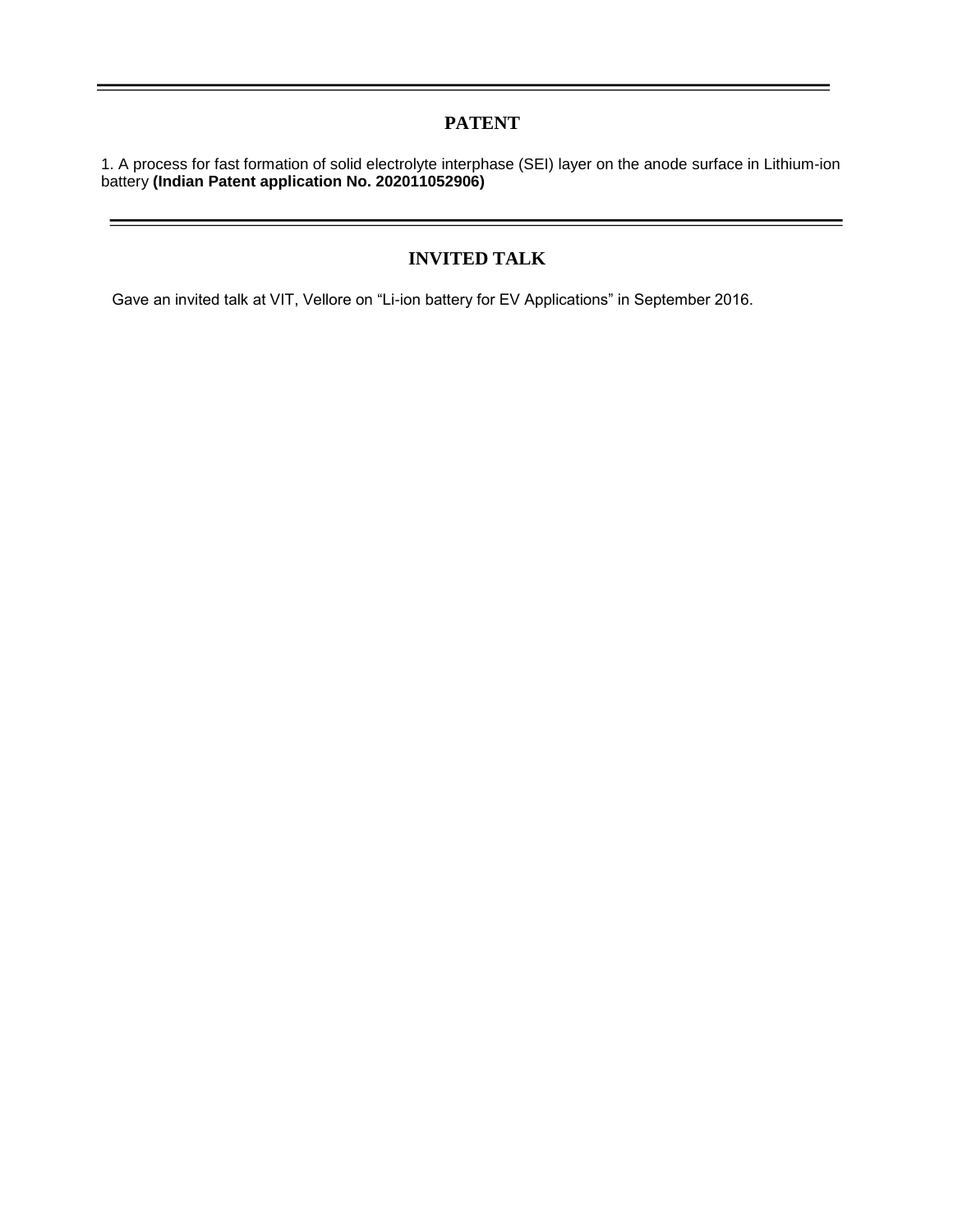## PATENT

1. A process for fast formation of solid electrolyte interphase (SEI) layer on the anode surface in Lithium-ion battery **(Indian Patent application No. 202011052906)**

## INVITED TALK

Gave an invited talk at VIT, Vellore on “Li-ion battery for EV Applications” in September 2016.